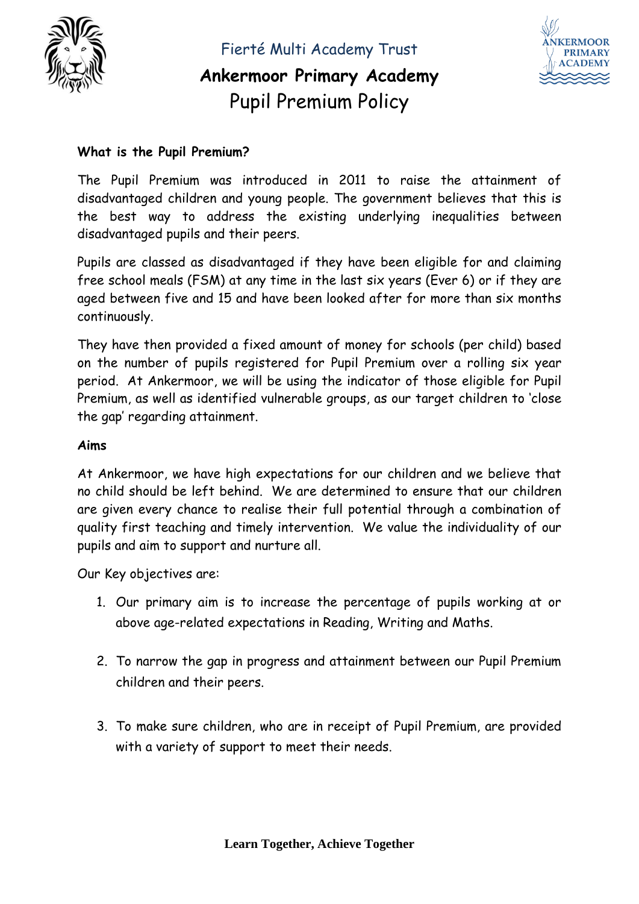Fierté Multi Academy Trust

# Ankermoor Primary Academy

# Pupil Premium Policy

**What is the Pupil Premium?**

The Pupil Premium was introduced in 2011 to raise the attainment of disadvantaged children and young people. The government believes that this is the best way to address the existing underlying inequalities between disadvantaged pupils and their peers.

Pupils are classed as disadvantaged if they have been eligible for and claiming free school meals (FSM) at any time in the last six years (Ever 6) or if they are aged between five and 15 and have been looked after for more than six months continuously.

They have then provided a fixed amount of money for schools (per child) based on the number of pupils registered for Pupil Premium over a rolling six year period. At Ankermoor, we will be using the indicator of those eligible for Pupil Premium, as well as identified vulnerable groups, as our target children to 'close the gap' regarding attainment.

**Aims**

At Ankermoor, we have high expectations for our children and we believe that no child should be left behind. We are determined to ensure that our children are given every chance to realise their full potential through a combination of quality first teaching and timely intervention. We value the individuality of our pupils and aim to support and nurture all.

Our Key objectives are:

1. Our primary aim is to increase the percentage of pupils working at or above age-related expectations in Reading, Writing and Maths.
2. To narrow the gap in progress and attainment between our Pupil Premium children and their peers.
3. To make sure children, who are in receipt of Pupil Premium, are provided with a variety of support to meet their needs.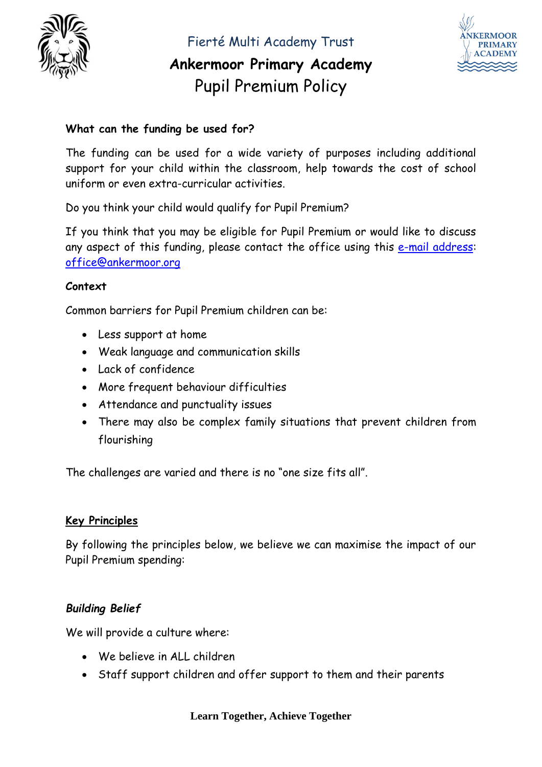**What can the funding be used for?**

The funding can be used for a wide variety of purposes including additional support for your child within the classroom, help towards the cost of school uniform or even extra-curricular activities.

Do you think your child would qualify for Pupil Premium?

If you think that you may be eligible for Pupil Premium or would like to discuss any aspect of this funding, please contact the office using this e-mail address: office@ankermoor.org

**Context**

Common barriers for Pupil Premium children can be:

- Less support at home
- Weak language and communication skills
- Lack of confidence
- More frequent behaviour difficulties
- Attendance and punctuality issues
- There may also be complex family situations that prevent children from flourishing

The challenges are varied and there is no "one size fits all".

## Key Principles

By following the principles below, we believe we can maximise the impact of our Pupil Premium spending:

### *Building Belief*

We will provide a culture where:

- We believe in ALL children
- Staff support children and offer support to them and their parents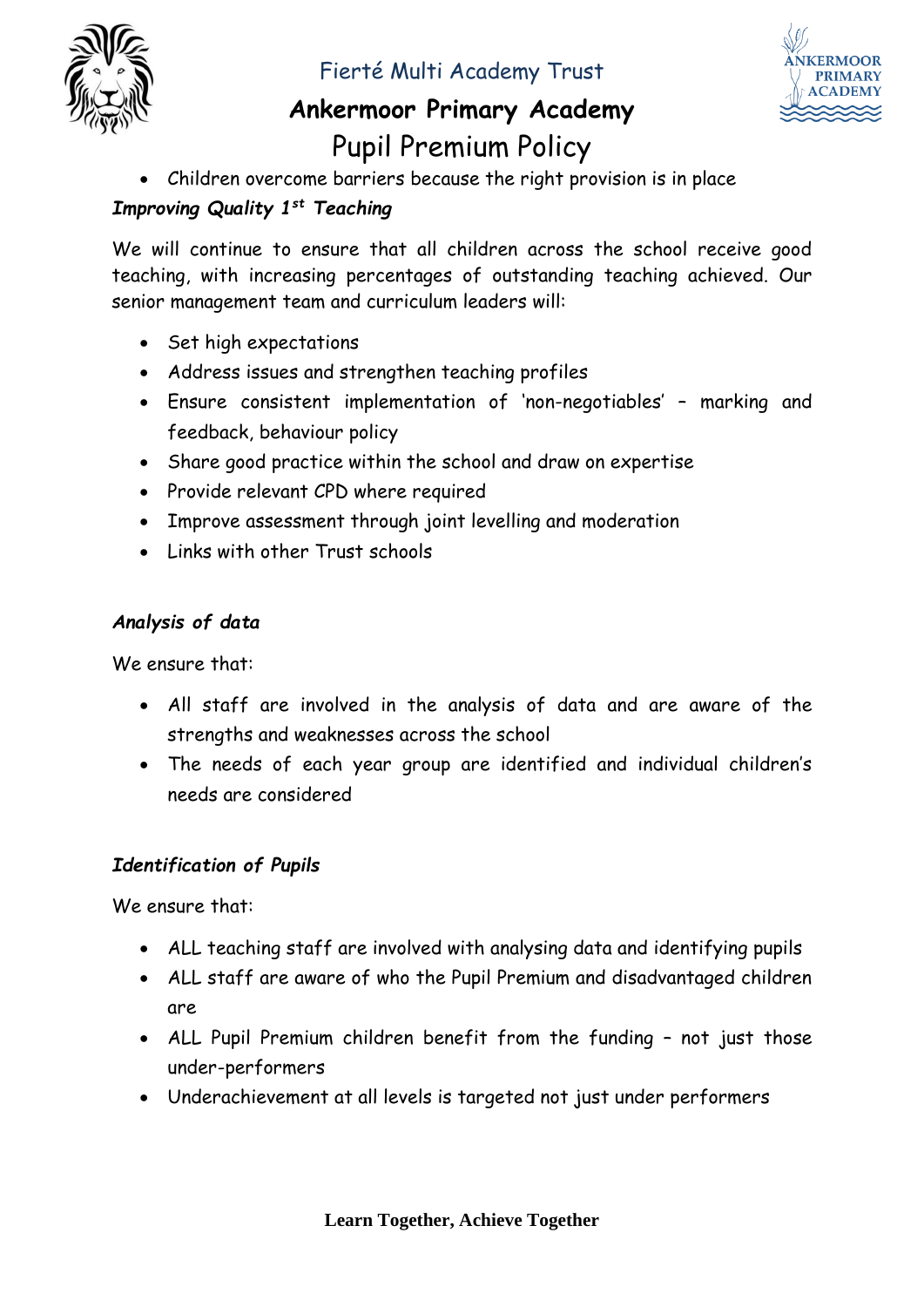- Children overcome barriers because the right provision is in place

***Improving Quality 1st Teaching***

We will continue to ensure that all children across the school receive good teaching, with increasing percentages of outstanding teaching achieved. Our senior management team and curriculum leaders will:

- Set high expectations
- Address issues and strengthen teaching profiles
- Ensure consistent implementation of 'non-negotiables' – marking and feedback, behaviour policy
- Share good practice within the school and draw on expertise
- Provide relevant CPD where required
- Improve assessment through joint levelling and moderation
- Links with other Trust schools

***Analysis of data***

We ensure that:

- All staff are involved in the analysis of data and are aware of the strengths and weaknesses across the school
- The needs of each year group are identified and individual children's needs are considered

***Identification of Pupils***

We ensure that:

- ALL teaching staff are involved with analysing data and identifying pupils
- ALL staff are aware of who the Pupil Premium and disadvantaged children are
- ALL Pupil Premium children benefit from the funding – not just those under-performers
- Underachievement at all levels is targeted not just under performers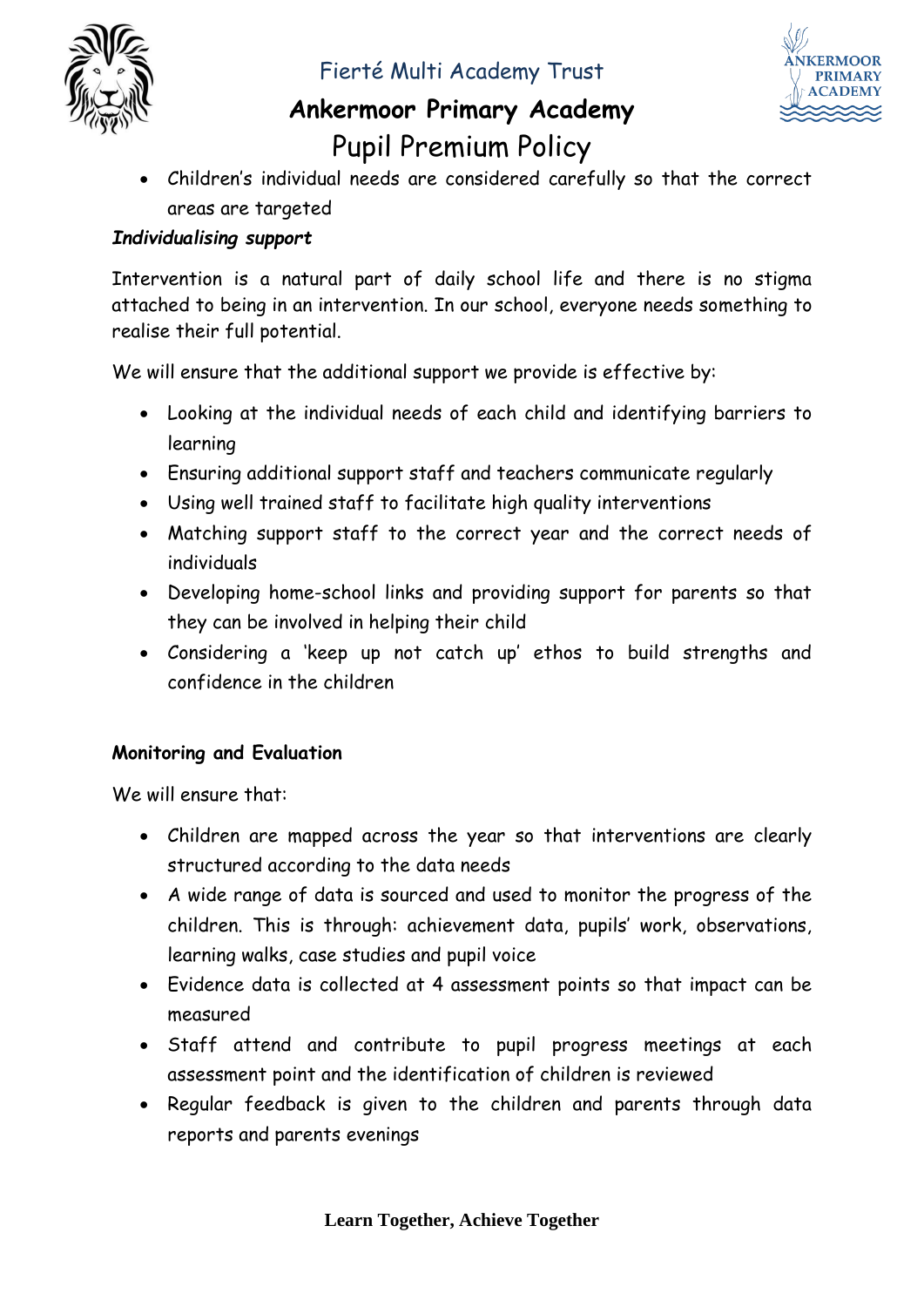- Children's individual needs are considered carefully so that the correct areas are targeted

***Individualising support***

Intervention is a natural part of daily school life and there is no stigma attached to being in an intervention. In our school, everyone needs something to realise their full potential.

We will ensure that the additional support we provide is effective by:

- Looking at the individual needs of each child and identifying barriers to learning
- Ensuring additional support staff and teachers communicate regularly
- Using well trained staff to facilitate high quality interventions
- Matching support staff to the correct year and the correct needs of individuals
- Developing home-school links and providing support for parents so that they can be involved in helping their child
- Considering a 'keep up not catch up' ethos to build strengths and confidence in the children

**Monitoring and Evaluation**

We will ensure that:

- Children are mapped across the year so that interventions are clearly structured according to the data needs
- A wide range of data is sourced and used to monitor the progress of the children. This is through: achievement data, pupils' work, observations, learning walks, case studies and pupil voice
- Evidence data is collected at 4 assessment points so that impact can be measured
- Staff attend and contribute to pupil progress meetings at each assessment point and the identification of children is reviewed
- Regular feedback is given to the children and parents through data reports and parents evenings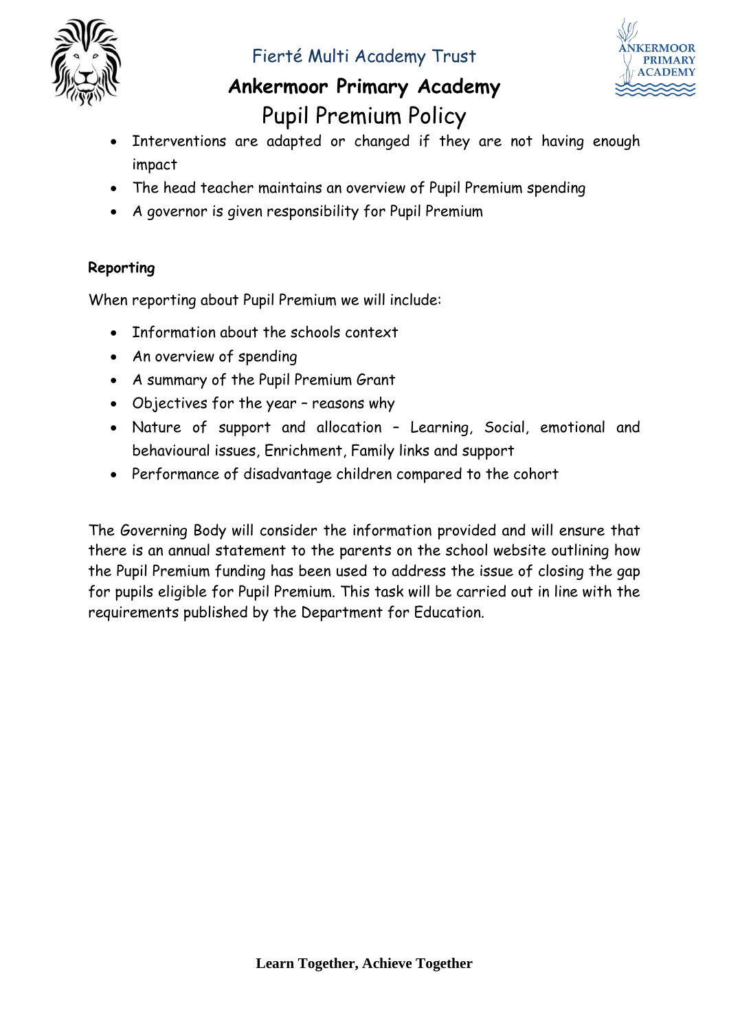- Interventions are adapted or changed if they are not having enough impact
- The head teacher maintains an overview of Pupil Premium spending
- A governor is given responsibility for Pupil Premium

**Reporting**

When reporting about Pupil Premium we will include:

- Information about the schools context
- An overview of spending
- A summary of the Pupil Premium Grant
- Objectives for the year – reasons why
- Nature of support and allocation – Learning, Social, emotional and behavioural issues, Enrichment, Family links and support
- Performance of disadvantage children compared to the cohort

The Governing Body will consider the information provided and will ensure that there is an annual statement to the parents on the school website outlining how the Pupil Premium funding has been used to address the issue of closing the gap for pupils eligible for Pupil Premium. This task will be carried out in line with the requirements published by the Department for Education.